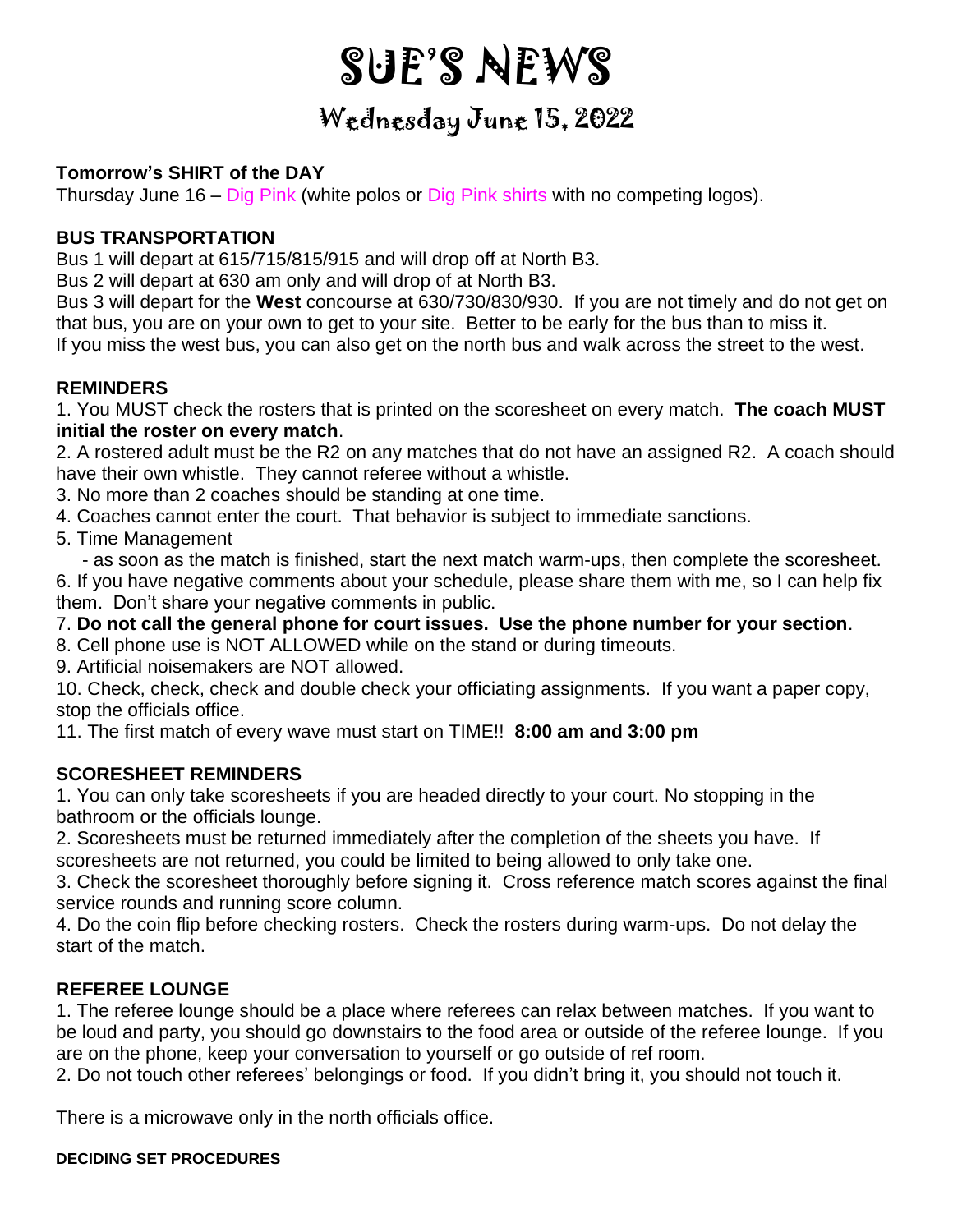# SUE'S NEWS

## Wednesday June 15, 2022

**Tomorrow's SHIRT of the DAY**

Thursday June 16 – Dig Pink (white polos or Dig Pink shirts with no competing logos).

**BUS TRANSPORTATION**

Bus 1 will depart at 615/715/815/915 and will drop off at North B3.
Bus 2 will depart at 630 am only and will drop of at North B3.
Bus 3 will depart for the **West** concourse at 630/730/830/930. If you are not timely and do not get on that bus, you are on your own to get to your site. Better to be early for the bus than to miss it.
If you miss the west bus, you can also get on the north bus and walk across the street to the west.

**REMINDERS**

1. You MUST check the rosters that is printed on the scoresheet on every match. **The coach MUST initial the roster on every match**.
2. A rostered adult must be the R2 on any matches that do not have an assigned R2. A coach should have their own whistle. They cannot referee without a whistle.
3. No more than 2 coaches should be standing at one time.
4. Coaches cannot enter the court. That behavior is subject to immediate sanctions.
5. Time Management
   - as soon as the match is finished, start the next match warm-ups, then complete the scoresheet.
6. If you have negative comments about your schedule, please share them with me, so I can help fix them. Don't share your negative comments in public.
7. **Do not call the general phone for court issues. Use the phone number for your section**.
8. Cell phone use is NOT ALLOWED while on the stand or during timeouts.
9. Artificial noisemakers are NOT allowed.
10. Check, check, check and double check your officiating assignments. If you want a paper copy, stop the officials office.
11. The first match of every wave must start on TIME!! **8:00 am and 3:00 pm**

**SCORESHEET REMINDERS**

1. You can only take scoresheets if you are headed directly to your court. No stopping in the bathroom or the officials lounge.
2. Scoresheets must be returned immediately after the completion of the sheets you have. If scoresheets are not returned, you could be limited to being allowed to only take one.
3. Check the scoresheet thoroughly before signing it. Cross reference match scores against the final service rounds and running score column.
4. Do the coin flip before checking rosters. Check the rosters during warm-ups. Do not delay the start of the match.

**REFEREE LOUNGE**

1. The referee lounge should be a place where referees can relax between matches. If you want to be loud and party, you should go downstairs to the food area or outside of the referee lounge. If you are on the phone, keep your conversation to yourself or go outside of ref room.
2. Do not touch other referees' belongings or food. If you didn't bring it, you should not touch it.

There is a microwave only in the north officials office.

**DECIDING SET PROCEDURES**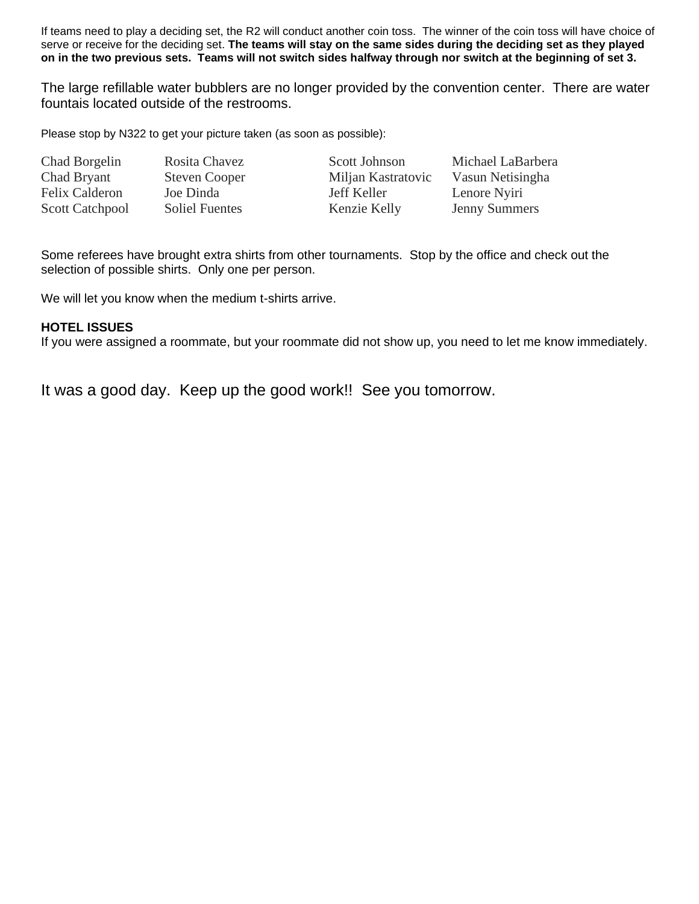If teams need to play a deciding set, the R2 will conduct another coin toss. The winner of the coin toss will have choice of serve or receive for the deciding set. **The teams will stay on the same sides during the deciding set as they played on in the two previous sets. Teams will not switch sides halfway through nor switch at the beginning of set 3.**

The large refillable water bubblers are no longer provided by the convention center. There are water fountais located outside of the restrooms.

Please stop by N322 to get your picture taken (as soon as possible):

| | | | |
|---|---|---|---|
| Chad Borgelin | Rosita Chavez | Scott Johnson | Michael LaBarbera |
| Chad Bryant | Steven Cooper | Miljan Kastratovic | Vasun Netisingha |
| Felix Calderon | Joe Dinda | Jeff Keller | Lenore Nyiri |
| Scott Catchpool | Soliel Fuentes | Kenzie Kelly | Jenny Summers |

Some referees have brought extra shirts from other tournaments. Stop by the office and check out the selection of possible shirts. Only one per person.

We will let you know when the medium t-shirts arrive.

**HOTEL ISSUES**

If you were assigned a roommate, but your roommate did not show up, you need to let me know immediately.

It was a good day. Keep up the good work!! See you tomorrow.